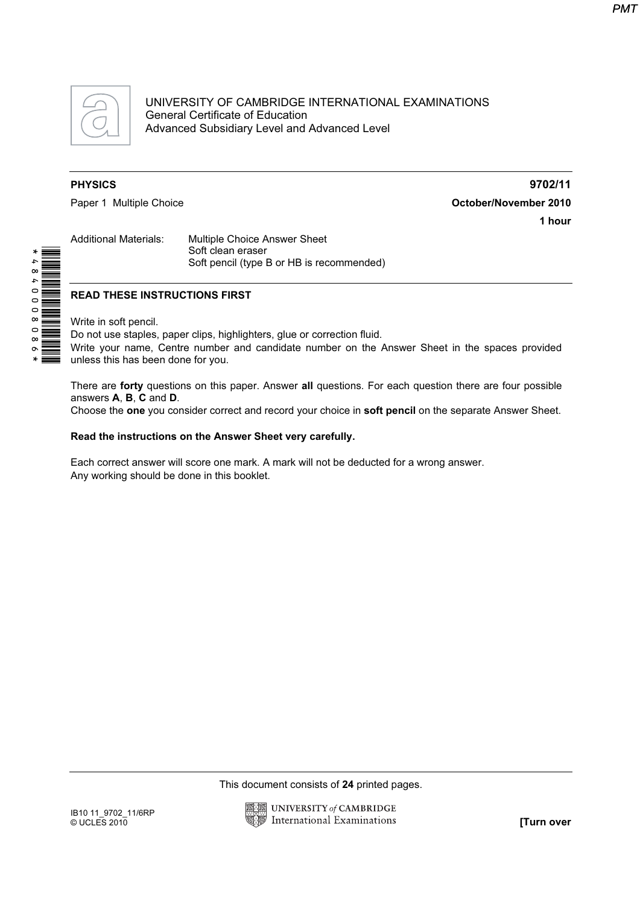UNIVERSITY OF CAMBRIDGE INTERNATIONAL EXAMINATIONS
General Certificate of Education
Advanced Subsidiary Level and Advanced Level

**PHYSICS** **9702/11**

Paper 1 Multiple Choice **October/November 2010**

**1 hour**

Additional Materials: Multiple Choice Answer Sheet
Soft clean eraser
Soft pencil (type B or HB is recommended)

**READ THESE INSTRUCTIONS FIRST**

Write in soft pencil.
Do not use staples, paper clips, highlighters, glue or correction fluid.
Write your name, Centre number and candidate number on the Answer Sheet in the spaces provided unless this has been done for you.

There are **forty** questions on this paper. Answer **all** questions. For each question there are four possible answers **A**, **B**, **C** and **D**.
Choose the **one** you consider correct and record your choice in **soft pencil** on the separate Answer Sheet.

**Read the instructions on the Answer Sheet very carefully.**

Each correct answer will score one mark. A mark will not be deducted for a wrong answer.
Any working should be done in this booklet.

This document consists of **24** printed pages.

IB10 11_9702_11/6RP
© UCLES 2010

**[Turn over**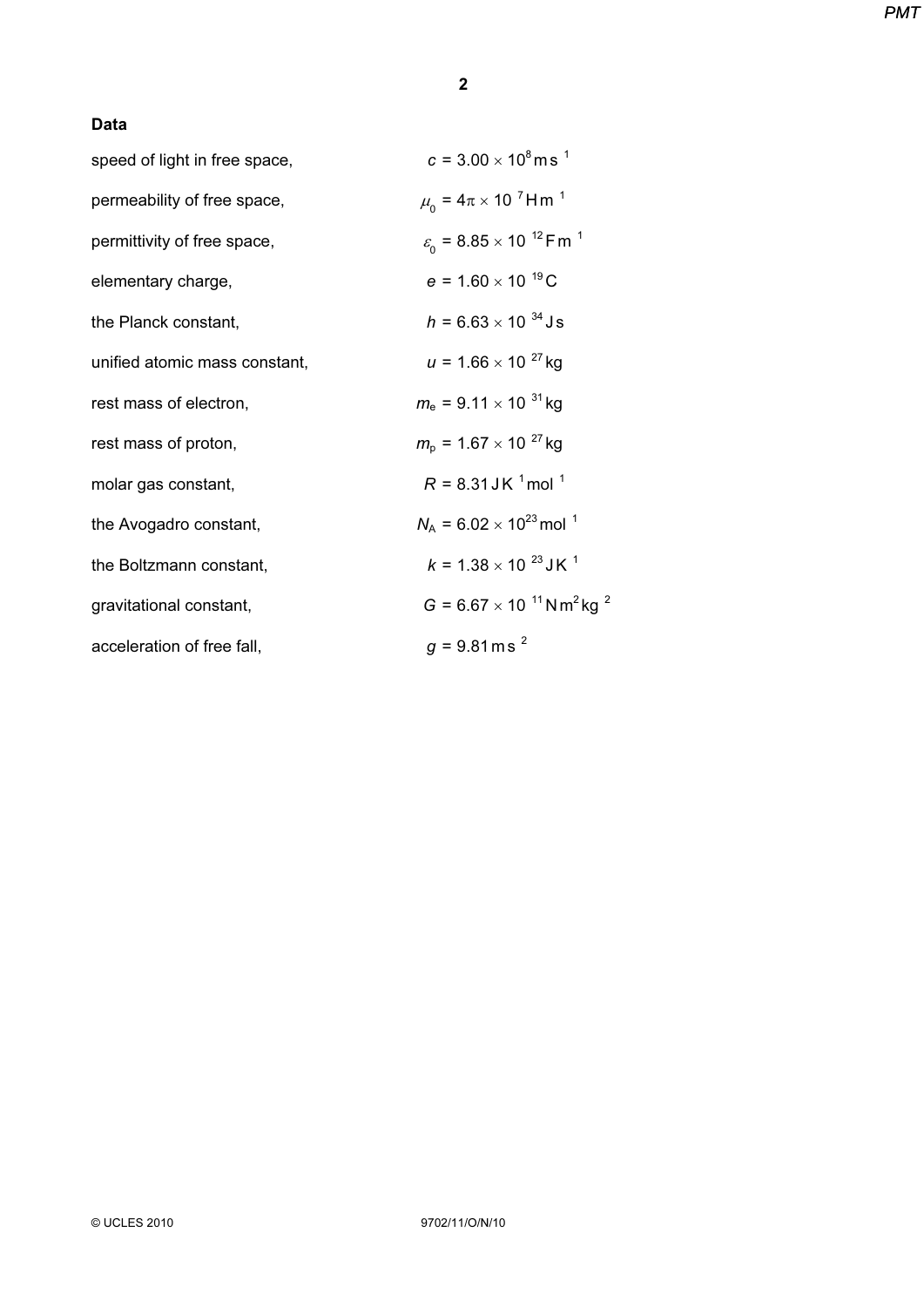**Data**

| | |
|---|---|
| speed of light in free space, | $c = 3.00 \times 10^{8}\,\text{m s}^{-1}$ |
| permeability of free space, | $\mu_0 = 4\pi \times 10^{-7}\,\text{H m}^{-1}$ |
| permittivity of free space, | $\varepsilon_0 = 8.85 \times 10^{-12}\,\text{F m}^{-1}$ |
| elementary charge, | $e = 1.60 \times 10^{-19}\,\text{C}$ |
| the Planck constant, | $h = 6.63 \times 10^{-34}\,\text{J s}$ |
| unified atomic mass constant, | $u = 1.66 \times 10^{-27}\,\text{kg}$ |
| rest mass of electron, | $m_e = 9.11 \times 10^{-31}\,\text{kg}$ |
| rest mass of proton, | $m_p = 1.67 \times 10^{-27}\,\text{kg}$ |
| molar gas constant, | $R = 8.31\,\text{J K}^{-1}\,\text{mol}^{-1}$ |
| the Avogadro constant, | $N_A = 6.02 \times 10^{23}\,\text{mol}^{-1}$ |
| the Boltzmann constant, | $k = 1.38 \times 10^{-23}\,\text{J K}^{-1}$ |
| gravitational constant, | $G = 6.67 \times 10^{-11}\,\text{N m}^{2}\,\text{kg}^{-2}$ |
| acceleration of free fall, | $g = 9.81\,\text{m s}^{-2}$ |

© UCLES 2010 9702/11/O/N/10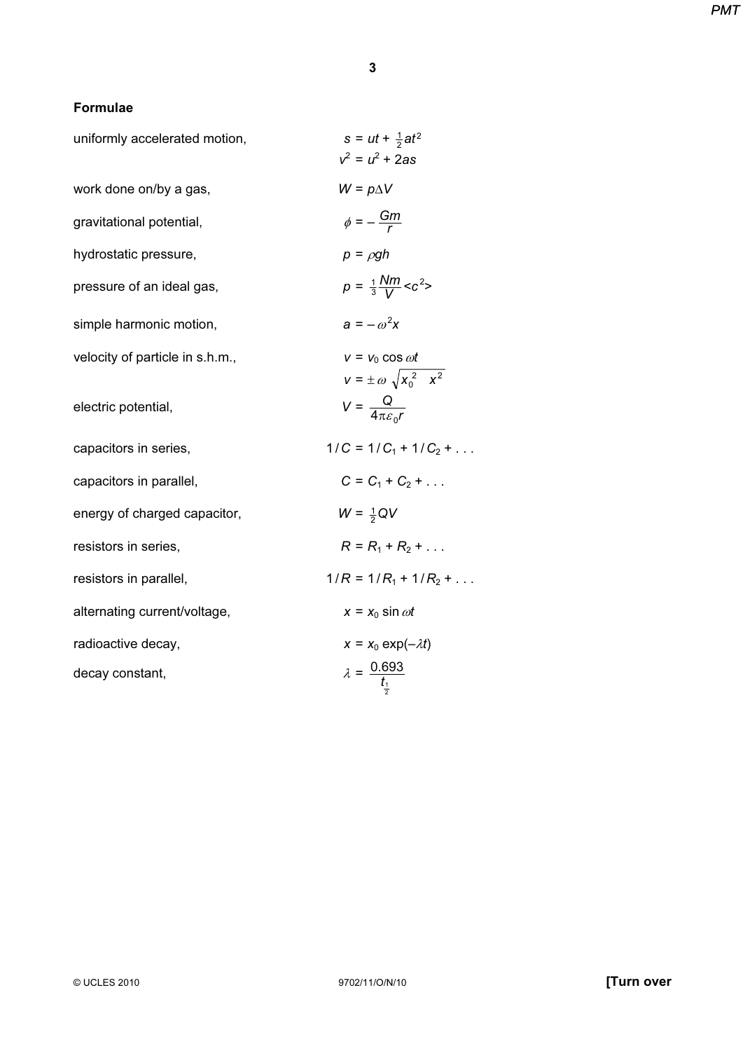## Formulae

| | |
|---|---|
| uniformly accelerated motion, | $s = ut + \frac{1}{2}at^2$ |
| | $v^2 = u^2 + 2as$ |
| work done on/by a gas, | $W = p\Delta V$ |
| gravitational potential, | $\phi = -\dfrac{Gm}{r}$ |
| hydrostatic pressure, | $p = \rho gh$ |
| pressure of an ideal gas, | $p = \frac{1}{3}\dfrac{Nm}{V}\langle c^2 \rangle$ |
| simple harmonic motion, | $a = -\omega^2 x$ |
| velocity of particle in s.h.m., | $v = v_0 \cos \omega t$ |
| | $v = \pm\omega\sqrt{x_0^2 \quad x^2}$ |
| electric potential, | $V = \dfrac{Q}{4\pi\varepsilon_0 r}$ |
| capacitors in series, | $1/C = 1/C_1 + 1/C_2 + \ldots$ |
| capacitors in parallel, | $C = C_1 + C_2 + \ldots$ |
| energy of charged capacitor, | $W = \frac{1}{2}QV$ |
| resistors in series, | $R = R_1 + R_2 + \ldots$ |
| resistors in parallel, | $1/R = 1/R_1 + 1/R_2 + \ldots$ |
| alternating current/voltage, | $x = x_0 \sin \omega t$ |
| radioactive decay, | $x = x_0 \exp(-\lambda t)$ |
| decay constant, | $\lambda = \dfrac{0.693}{t_{\frac{1}{2}}}$ |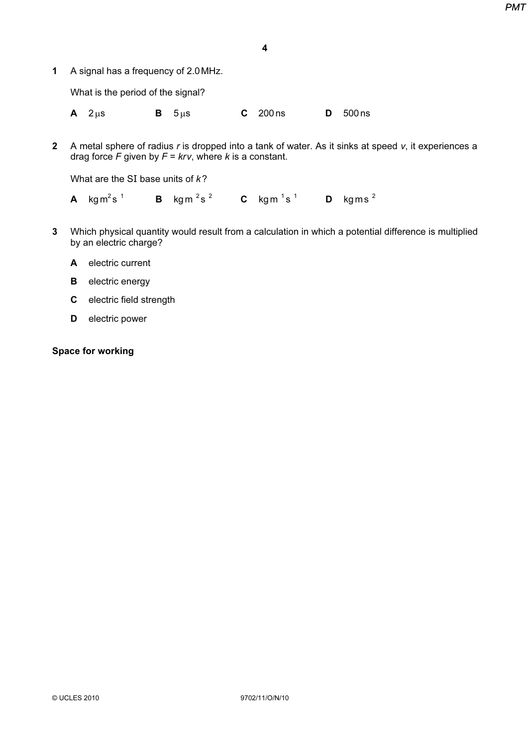**1** A signal has a frequency of 2.0 MHz.

What is the period of the signal?

**A** 2 μs **B** 5 μs **C** 200 ns **D** 500 ns

**2** A metal sphere of radius *r* is dropped into a tank of water. As it sinks at speed *v*, it experiences a drag force *F* given by *F* = *krv*, where *k* is a constant.

What are the SI base units of *k*?

**A** kg m$^2$ s $^1$ **B** kg m $^2$ s $^2$ **C** kg m $^1$ s $^1$ **D** kg m s $^2$

**3** Which physical quantity would result from a calculation in which a potential difference is multiplied by an electric charge?

**A** electric current

**B** electric energy

**C** electric field strength

**D** electric power

**Space for working**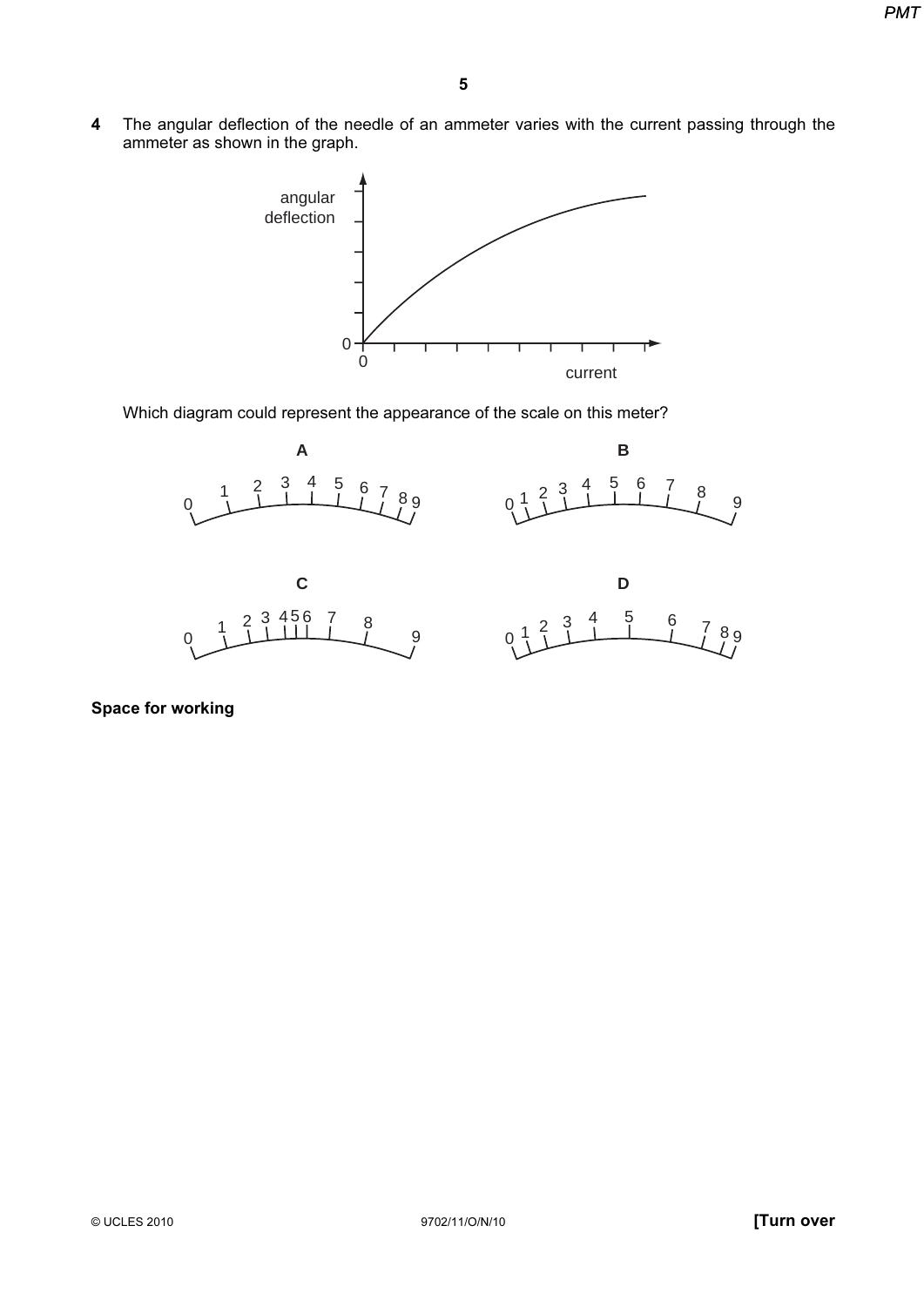**4** The angular deflection of the needle of an ammeter varies with the current passing through the ammeter as shown in the graph.

Which diagram could represent the appearance of the scale on this meter?

**A**

**B**

**C**

**D**

**Space for working**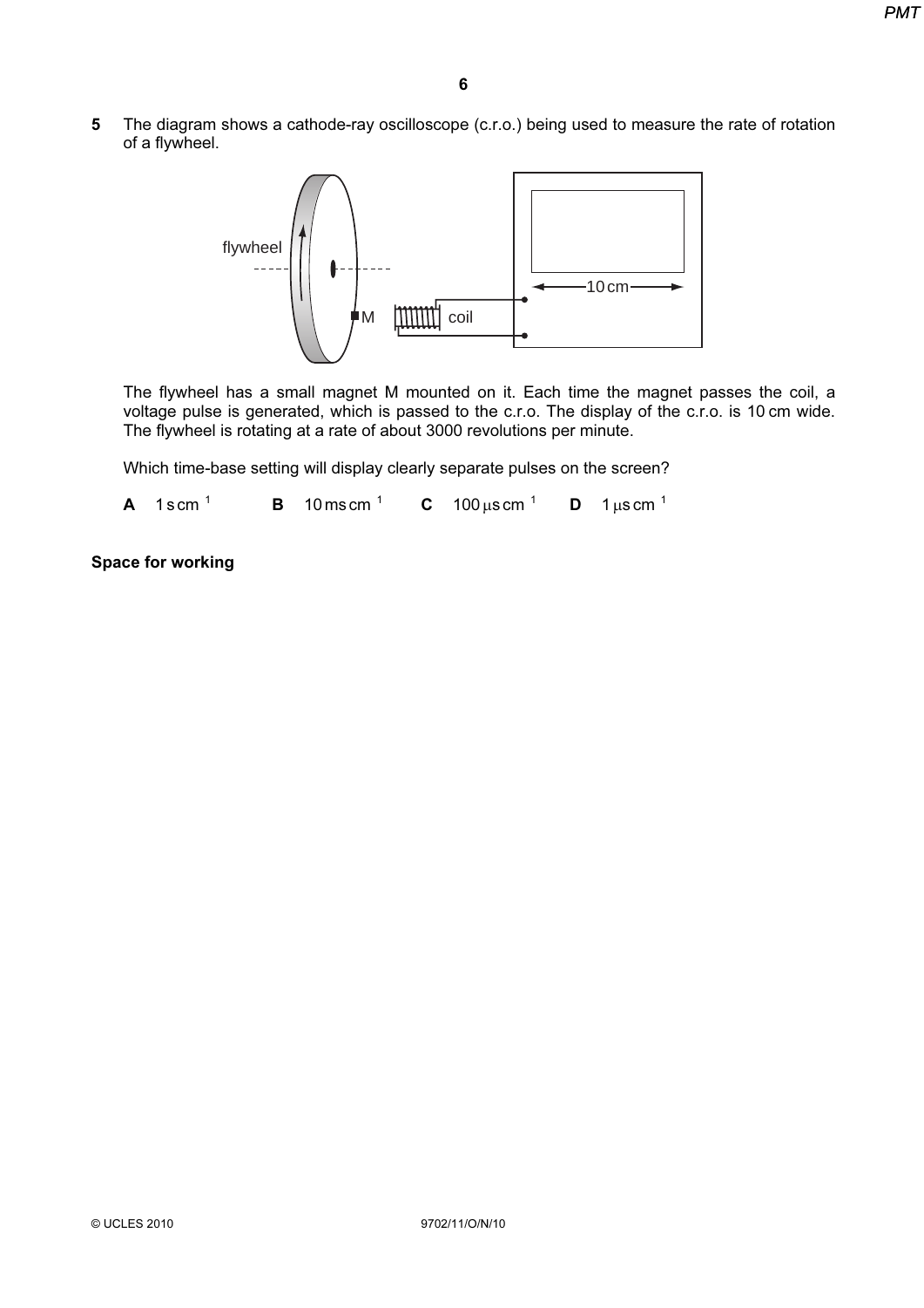**5** The diagram shows a cathode-ray oscilloscope (c.r.o.) being used to measure the rate of rotation of a flywheel.

The flywheel has a small magnet M mounted on it. Each time the magnet passes the coil, a voltage pulse is generated, which is passed to the c.r.o. The display of the c.r.o. is 10 cm wide. The flywheel is rotating at a rate of about 3000 revolutions per minute.

Which time-base setting will display clearly separate pulses on the screen?

**A** $1\,\text{s cm}^{-1}$ **B** $10\,\text{ms cm}^{-1}$ **C** $100\,\mu\text{s cm}^{-1}$ **D** $1\,\mu\text{s cm}^{-1}$

**Space for working**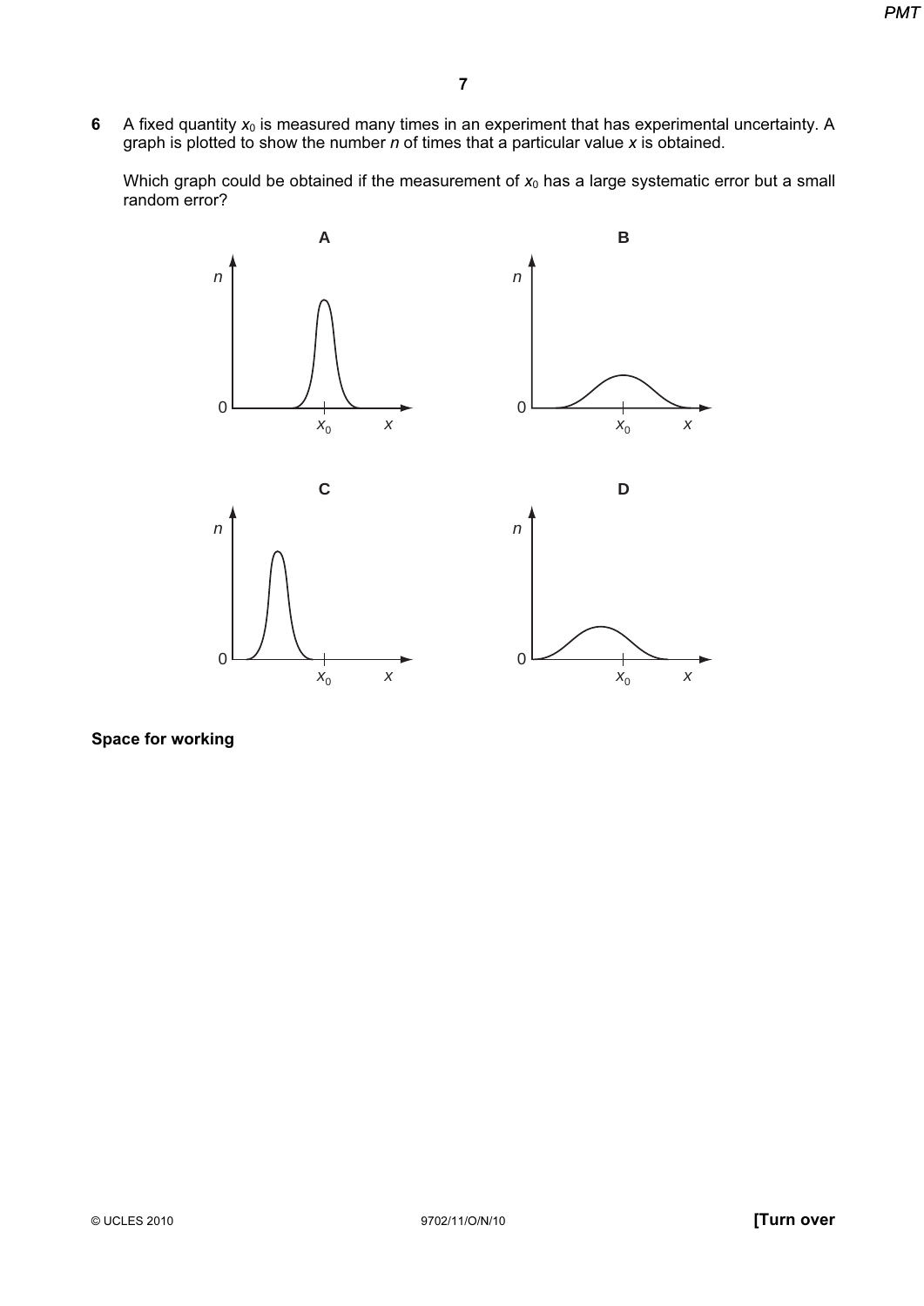**6** A fixed quantity $x_0$ is measured many times in an experiment that has experimental uncertainty. A graph is plotted to show the number $n$ of times that a particular value $x$ is obtained.

Which graph could be obtained if the measurement of $x_0$ has a large systematic error but a small random error?

**A**

**B**

**C**

**D**

**Space for working**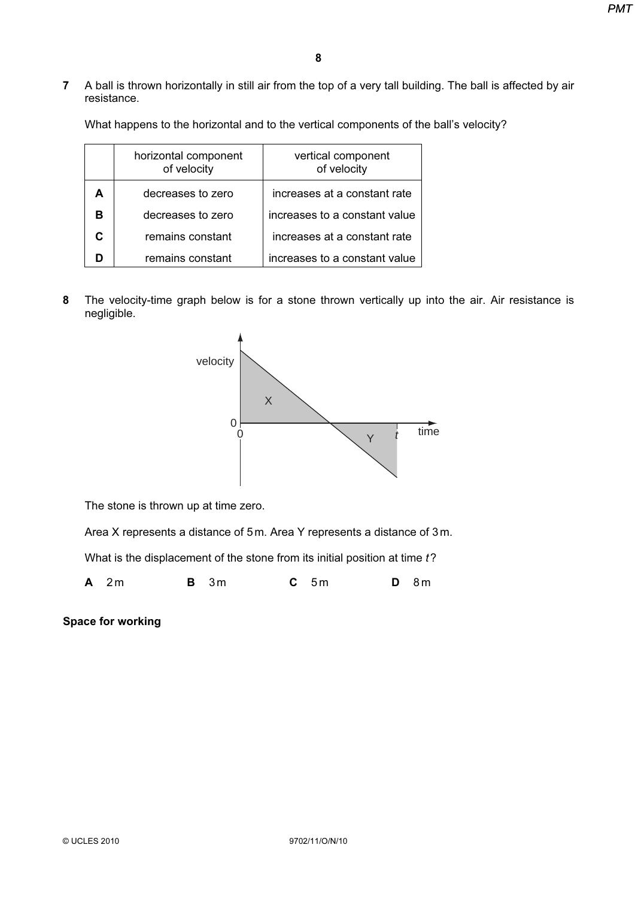**7** A ball is thrown horizontally in still air from the top of a very tall building. The ball is affected by air resistance.

What happens to the horizontal and to the vertical components of the ball's velocity?

| | horizontal component of velocity | vertical component of velocity |
|---|---|---|
| **A** | decreases to zero | increases at a constant rate |
| **B** | decreases to zero | increases to a constant value |
| **C** | remains constant | increases at a constant rate |
| **D** | remains constant | increases to a constant value |

**8** The velocity-time graph below is for a stone thrown vertically up into the air. Air resistance is negligible.

The stone is thrown up at time zero.

Area X represents a distance of 5 m. Area Y represents a distance of 3 m.

What is the displacement of the stone from its initial position at time $t$?

**A** 2 m **B** 3 m **C** 5 m **D** 8 m

**Space for working**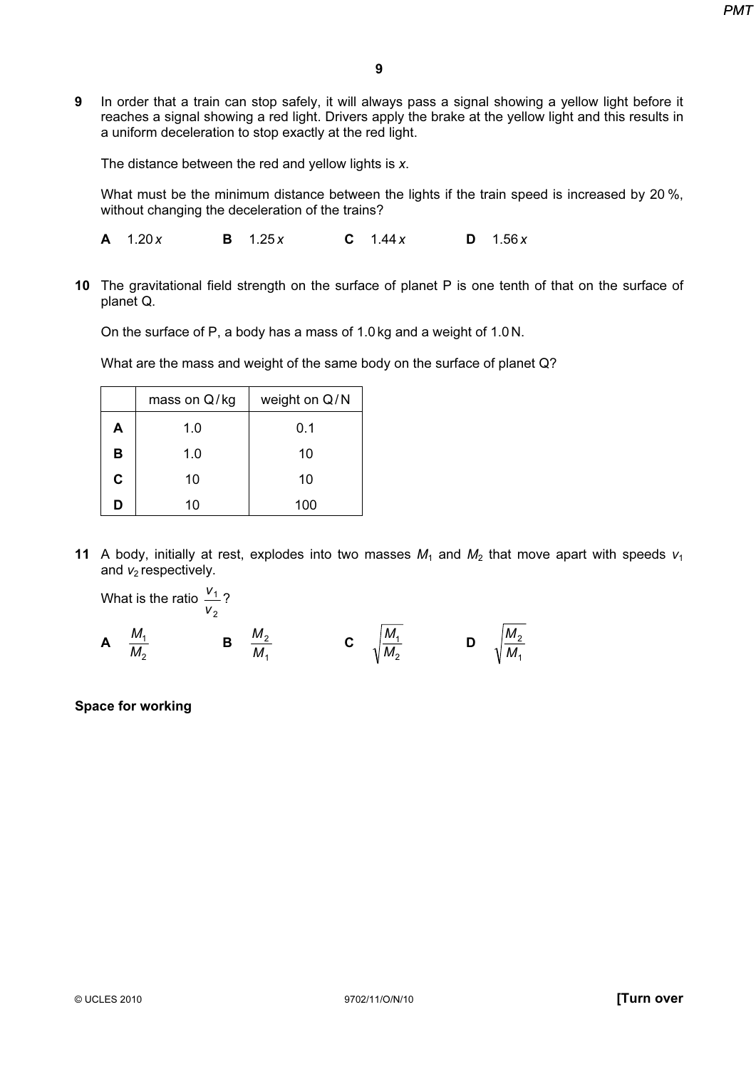**9** In order that a train can stop safely, it will always pass a signal showing a yellow light before it reaches a signal showing a red light. Drivers apply the brake at the yellow light and this results in a uniform deceleration to stop exactly at the red light.

The distance between the red and yellow lights is $x$.

What must be the minimum distance between the lights if the train speed is increased by 20 %, without changing the deceleration of the trains?

**A** $1.20x$ **B** $1.25x$ **C** $1.44x$ **D** $1.56x$

**10** The gravitational field strength on the surface of planet P is one tenth of that on the surface of planet Q.

On the surface of P, a body has a mass of 1.0 kg and a weight of 1.0 N.

What are the mass and weight of the same body on the surface of planet Q?

| | mass on Q / kg | weight on Q / N |
|---|---|---|
| **A** | 1.0 | 0.1 |
| **B** | 1.0 | 10 |
| **C** | 10 | 10 |
| **D** | 10 | 100 |

**11** A body, initially at rest, explodes into two masses $M_1$ and $M_2$ that move apart with speeds $v_1$ and $v_2$ respectively.

What is the ratio $\dfrac{v_1}{v_2}$?

**A** $\dfrac{M_1}{M_2}$ **B** $\dfrac{M_2}{M_1}$ **C** $\sqrt{\dfrac{M_1}{M_2}}$ **D** $\sqrt{\dfrac{M_2}{M_1}}$

**Space for working**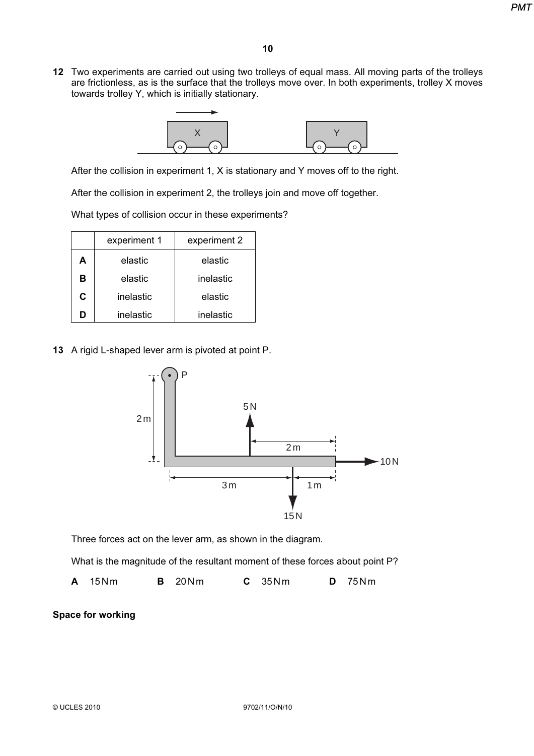**12** Two experiments are carried out using two trolleys of equal mass. All moving parts of the trolleys are frictionless, as is the surface that the trolleys move over. In both experiments, trolley X moves towards trolley Y, which is initially stationary.

After the collision in experiment 1, X is stationary and Y moves off to the right.

After the collision in experiment 2, the trolleys join and move off together.

What types of collision occur in these experiments?

| | experiment 1 | experiment 2 |
|---|---|---|
| **A** | elastic | elastic |
| **B** | elastic | inelastic |
| **C** | inelastic | elastic |
| **D** | inelastic | inelastic |

**13** A rigid L-shaped lever arm is pivoted at point P.

Three forces act on the lever arm, as shown in the diagram.

What is the magnitude of the resultant moment of these forces about point P?

**A** 15 N m **B** 20 N m **C** 35 N m **D** 75 N m

**Space for working**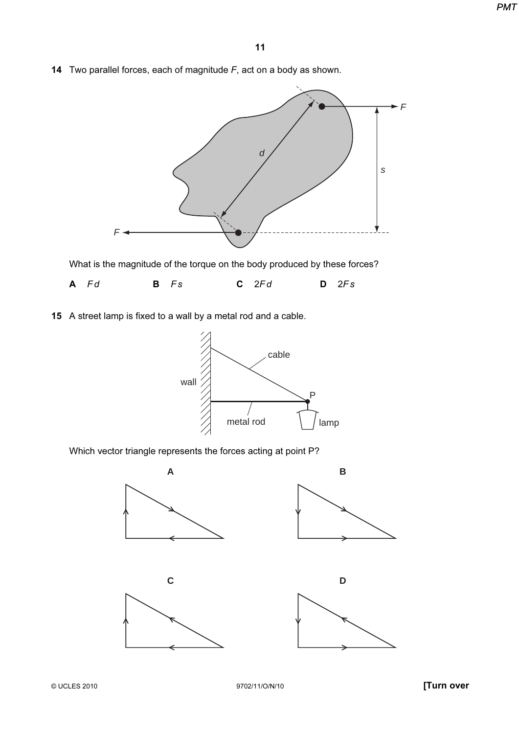**14** Two parallel forces, each of magnitude $F$, act on a body as shown.

What is the magnitude of the torque on the body produced by these forces?

**A** $Fd$ **B** $Fs$ **C** $2Fd$ **D** $2Fs$

**15** A street lamp is fixed to a wall by a metal rod and a cable.

Which vector triangle represents the forces acting at point P?

**A**

**B**

**C**

**D**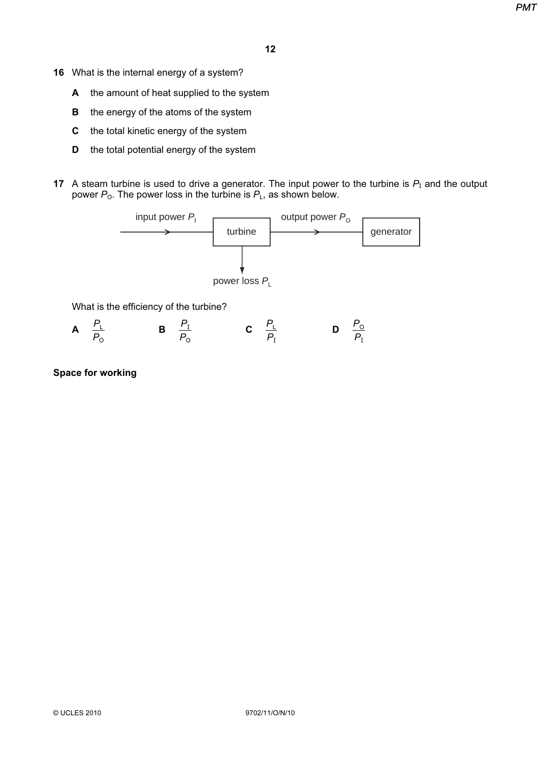**16** What is the internal energy of a system?

**A** the amount of heat supplied to the system

**B** the energy of the atoms of the system

**C** the total kinetic energy of the system

**D** the total potential energy of the system

**17** A steam turbine is used to drive a generator. The input power to the turbine is $P_I$ and the output power $P_O$. The power loss in the turbine is $P_L$, as shown below.

input power $P_I$ → turbine → output power $P_O$ → generator

power loss $P_L$

What is the efficiency of the turbine?

**A** $\dfrac{P_L}{P_O}$ **B** $\dfrac{P_I}{P_O}$ **C** $\dfrac{P_L}{P_I}$ **D** $\dfrac{P_O}{P_I}$

**Space for working**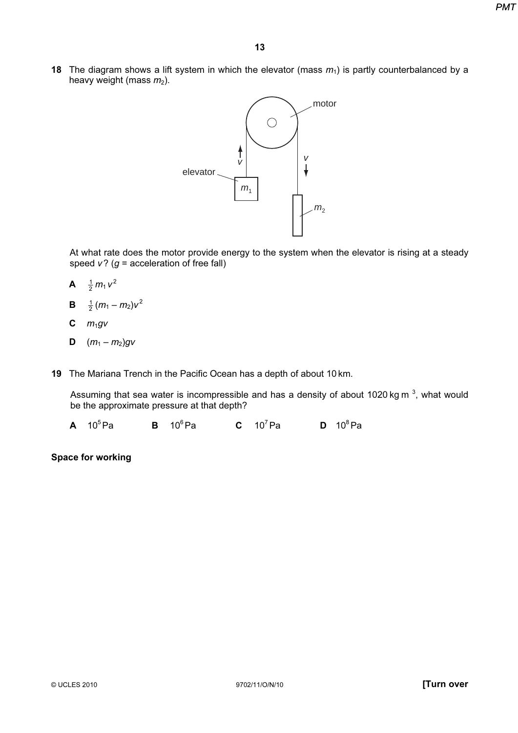**18** The diagram shows a lift system in which the elevator (mass $m_1$) is partly counterbalanced by a heavy weight (mass $m_2$).

At what rate does the motor provide energy to the system when the elevator is rising at a steady speed $v$? ($g$ = acceleration of free fall)

**A** $\frac{1}{2}m_1 v^2$

**B** $\frac{1}{2}(m_1 - m_2)v^2$

**C** $m_1 g v$

**D** $(m_1 - m_2)gv$

**19** The Mariana Trench in the Pacific Ocean has a depth of about 10 km.

Assuming that sea water is incompressible and has a density of about 1020 kg m$^{-3}$, what would be the approximate pressure at that depth?

**A** $10^5$ Pa  **B** $10^6$ Pa  **C** $10^7$ Pa  **D** $10^8$ Pa

**Space for working**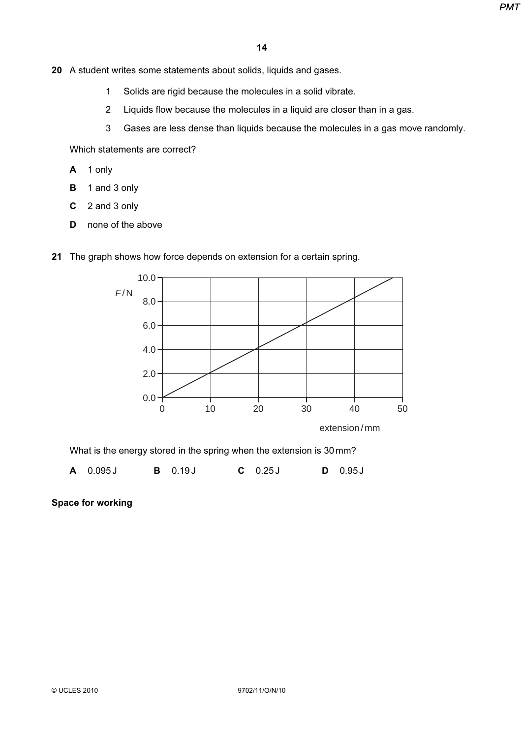**20** A student writes some statements about solids, liquids and gases.

1. Solids are rigid because the molecules in a solid vibrate.
2. Liquids flow because the molecules in a liquid are closer than in a gas.
3. Gases are less dense than liquids because the molecules in a gas move randomly.

Which statements are correct?

**A** 1 only

**B** 1 and 3 only

**C** 2 and 3 only

**D** none of the above

**21** The graph shows how force depends on extension for a certain spring.

What is the energy stored in the spring when the extension is 30 mm?

**A** 0.095 J  **B** 0.19 J  **C** 0.25 J  **D** 0.95 J

**Space for working**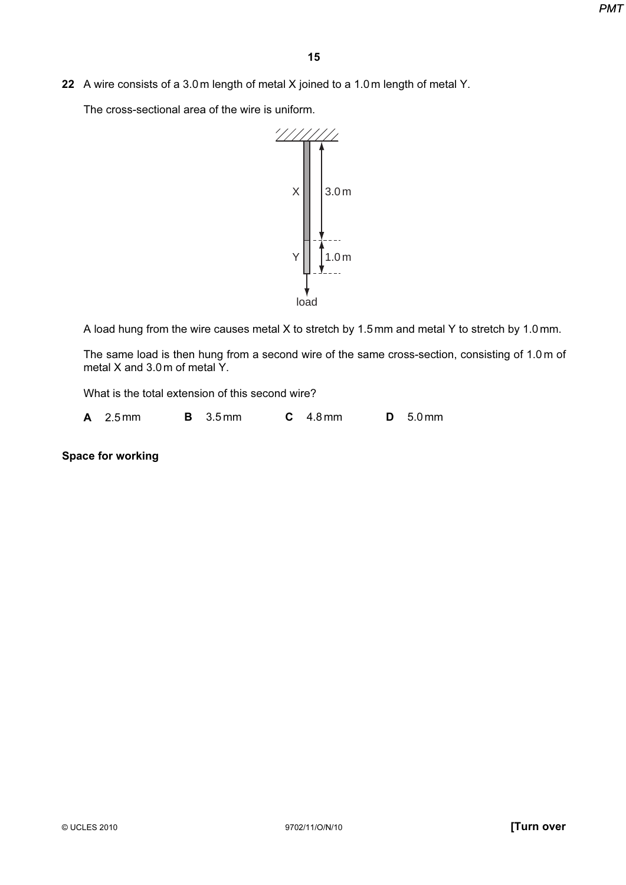**22** A wire consists of a 3.0 m length of metal X joined to a 1.0 m length of metal Y.

The cross-sectional area of the wire is uniform.

A load hung from the wire causes metal X to stretch by 1.5 mm and metal Y to stretch by 1.0 mm.

The same load is then hung from a second wire of the same cross-section, consisting of 1.0 m of metal X and 3.0 m of metal Y.

What is the total extension of this second wire?

**A** 2.5 mm  **B** 3.5 mm  **C** 4.8 mm  **D** 5.0 mm

**Space for working**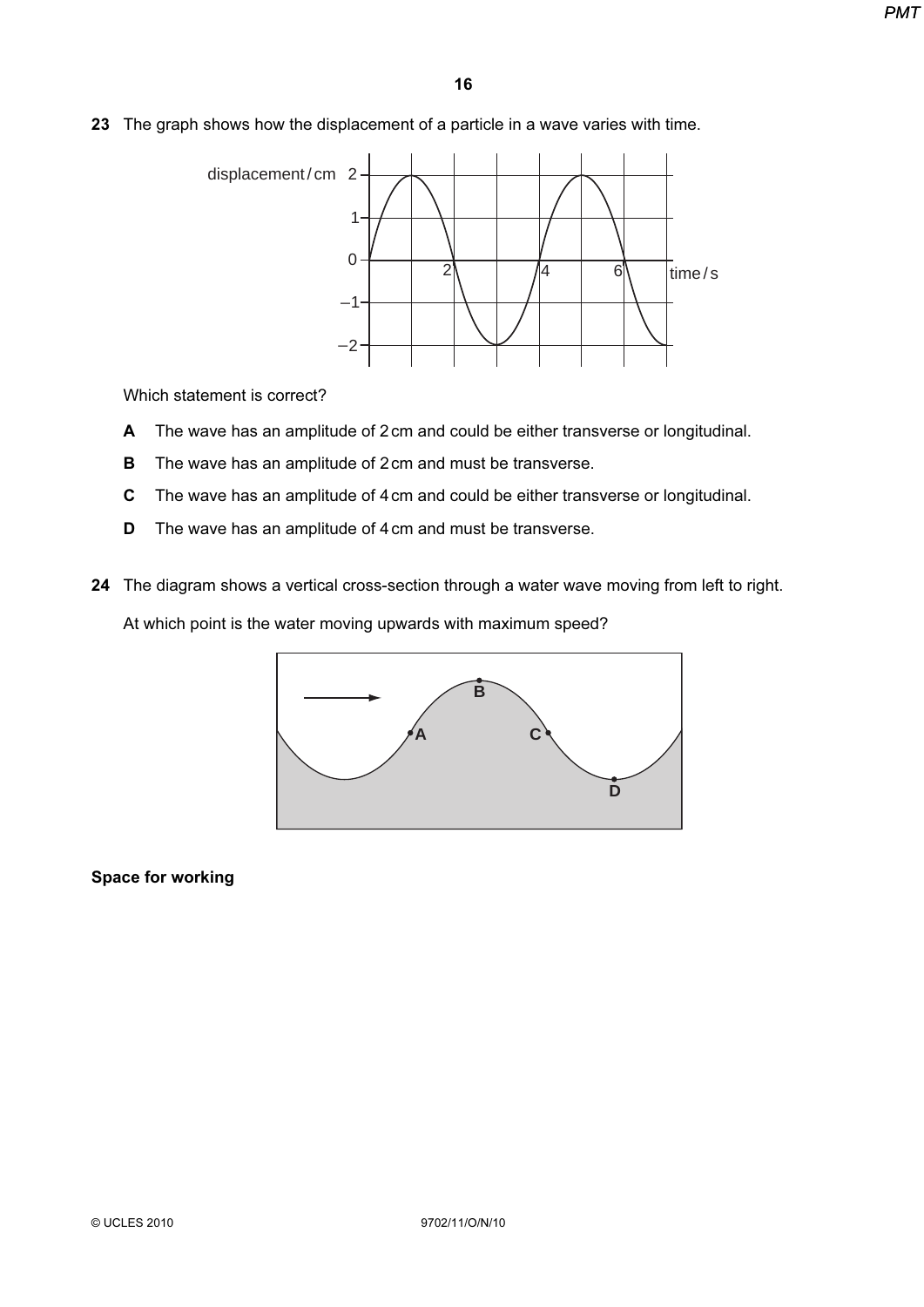**23** The graph shows how the displacement of a particle in a wave varies with time.

Which statement is correct?

**A** The wave has an amplitude of 2 cm and could be either transverse or longitudinal.

**B** The wave has an amplitude of 2 cm and must be transverse.

**C** The wave has an amplitude of 4 cm and could be either transverse or longitudinal.

**D** The wave has an amplitude of 4 cm and must be transverse.

**24** The diagram shows a vertical cross-section through a water wave moving from left to right.

At which point is the water moving upwards with maximum speed?

**Space for working**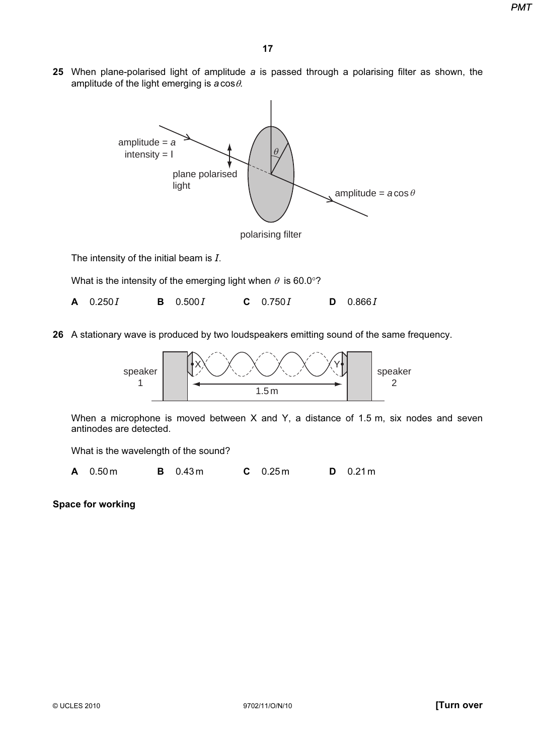**25** When plane-polarised light of amplitude $a$ is passed through a polarising filter as shown, the amplitude of the light emerging is $a\cos\theta$.

The intensity of the initial beam is $I$.

What is the intensity of the emerging light when $\theta$ is 60.0°?

**A** $0.250I$ **B** $0.500I$ **C** $0.750I$ **D** $0.866I$

**26** A stationary wave is produced by two loudspeakers emitting sound of the same frequency.

When a microphone is moved between X and Y, a distance of 1.5 m, six nodes and seven antinodes are detected.

What is the wavelength of the sound?

**A** 0.50 m **B** 0.43 m **C** 0.25 m **D** 0.21 m

**Space for working**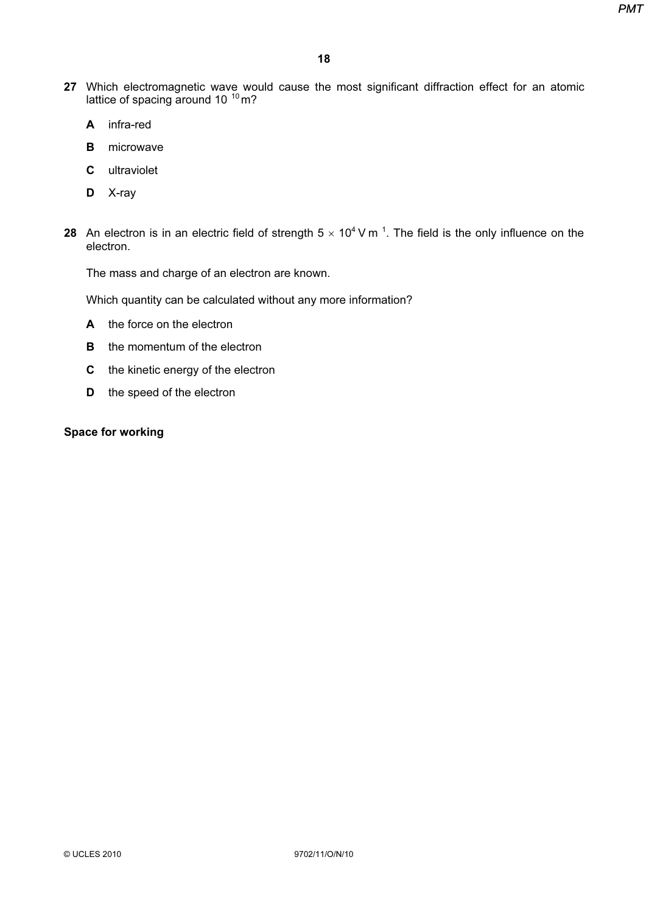**27** Which electromagnetic wave would cause the most significant diffraction effect for an atomic lattice of spacing around $10^{-10}$ m?

**A** infra-red

**B** microwave

**C** ultraviolet

**D** X-ray

**28** An electron is in an electric field of strength $5 \times 10^4$ V m$^{-1}$. The field is the only influence on the electron.

The mass and charge of an electron are known.

Which quantity can be calculated without any more information?

**A** the force on the electron

**B** the momentum of the electron

**C** the kinetic energy of the electron

**D** the speed of the electron

**Space for working**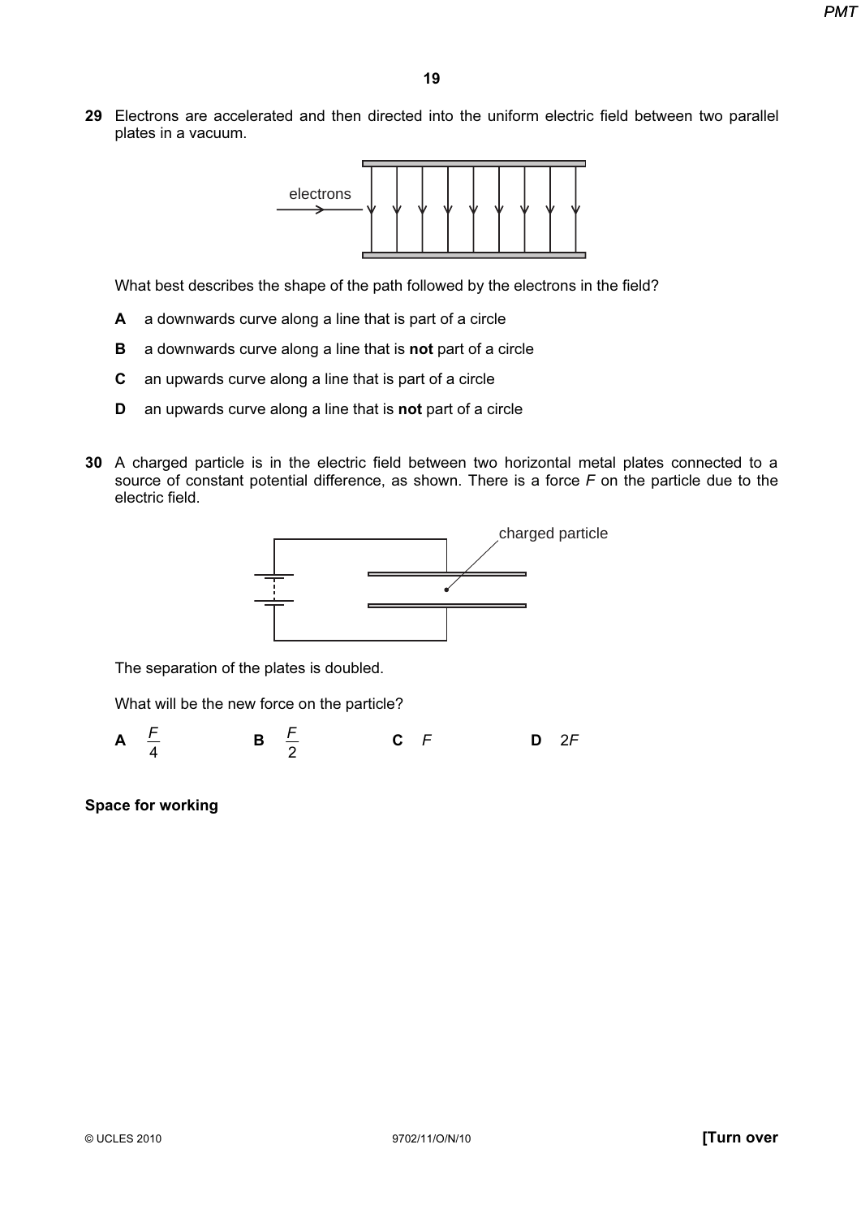**29** Electrons are accelerated and then directed into the uniform electric field between two parallel plates in a vacuum.

electrons

What best describes the shape of the path followed by the electrons in the field?

**A** a downwards curve along a line that is part of a circle

**B** a downwards curve along a line that is **not** part of a circle

**C** an upwards curve along a line that is part of a circle

**D** an upwards curve along a line that is **not** part of a circle

**30** A charged particle is in the electric field between two horizontal metal plates connected to a source of constant potential difference, as shown. There is a force $F$ on the particle due to the electric field.

charged particle

The separation of the plates is doubled.

What will be the new force on the particle?

**A** $\frac{F}{4}$ **B** $\frac{F}{2}$ **C** $F$ **D** $2F$

**Space for working**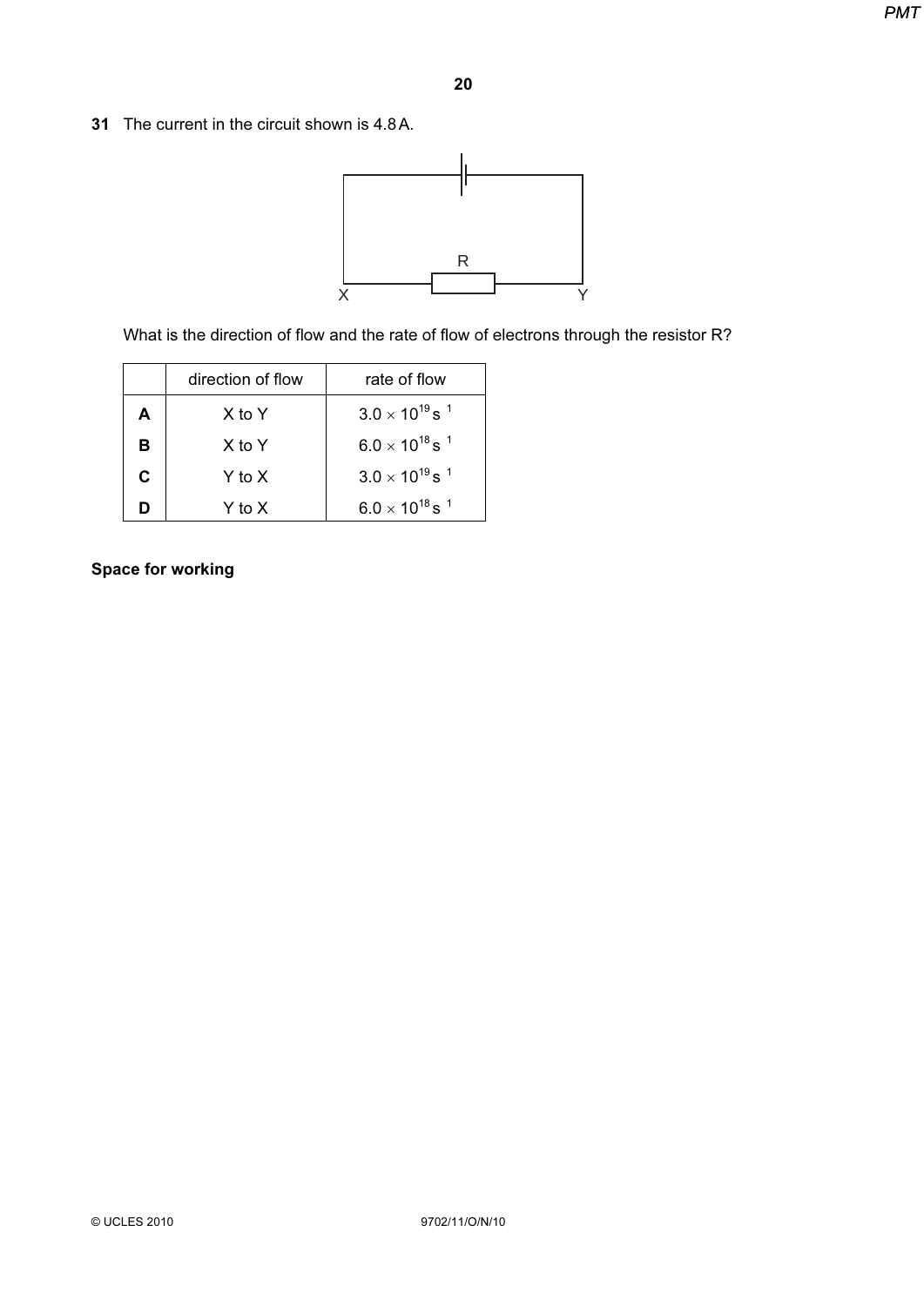**31** The current in the circuit shown is 4.8 A.

What is the direction of flow and the rate of flow of electrons through the resistor R?

| | direction of flow | rate of flow |
|---|---|---|
| **A** | X to Y | $3.0 \times 10^{19}\,s^{-1}$ |
| **B** | X to Y | $6.0 \times 10^{18}\,s^{-1}$ |
| **C** | Y to X | $3.0 \times 10^{19}\,s^{-1}$ |
| **D** | Y to X | $6.0 \times 10^{18}\,s^{-1}$ |

**Space for working**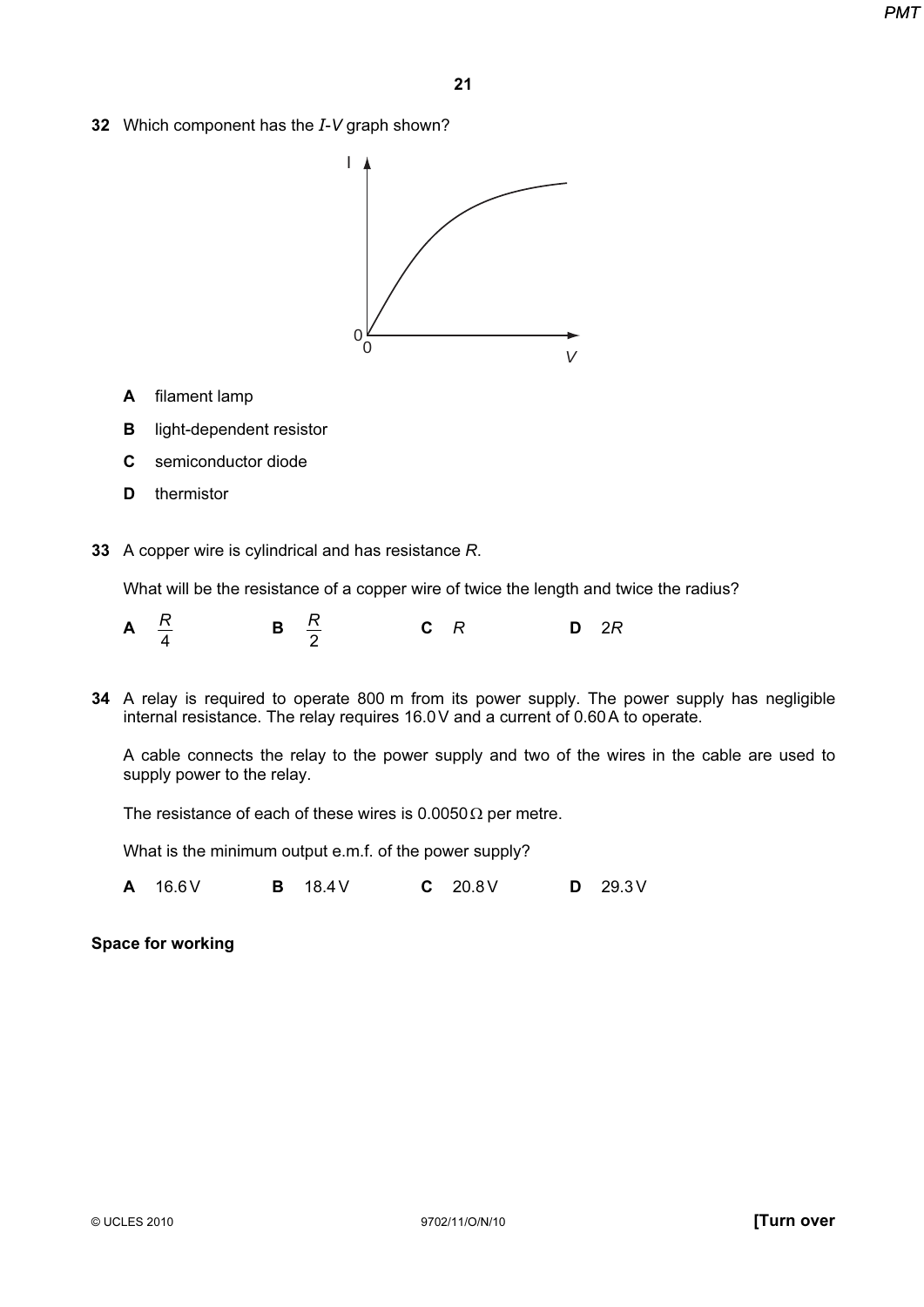**32** Which component has the $I$-$V$ graph shown?

**A** filament lamp

**B** light-dependent resistor

**C** semiconductor diode

**D** thermistor

**33** A copper wire is cylindrical and has resistance $R$.

What will be the resistance of a copper wire of twice the length and twice the radius?

**A** $\frac{R}{4}$ **B** $\frac{R}{2}$ **C** $R$ **D** $2R$

**34** A relay is required to operate 800 m from its power supply. The power supply has negligible internal resistance. The relay requires 16.0 V and a current of 0.60 A to operate.

A cable connects the relay to the power supply and two of the wires in the cable are used to supply power to the relay.

The resistance of each of these wires is 0.0050 Ω per metre.

What is the minimum output e.m.f. of the power supply?

**A** 16.6 V **B** 18.4 V **C** 20.8 V **D** 29.3 V

**Space for working**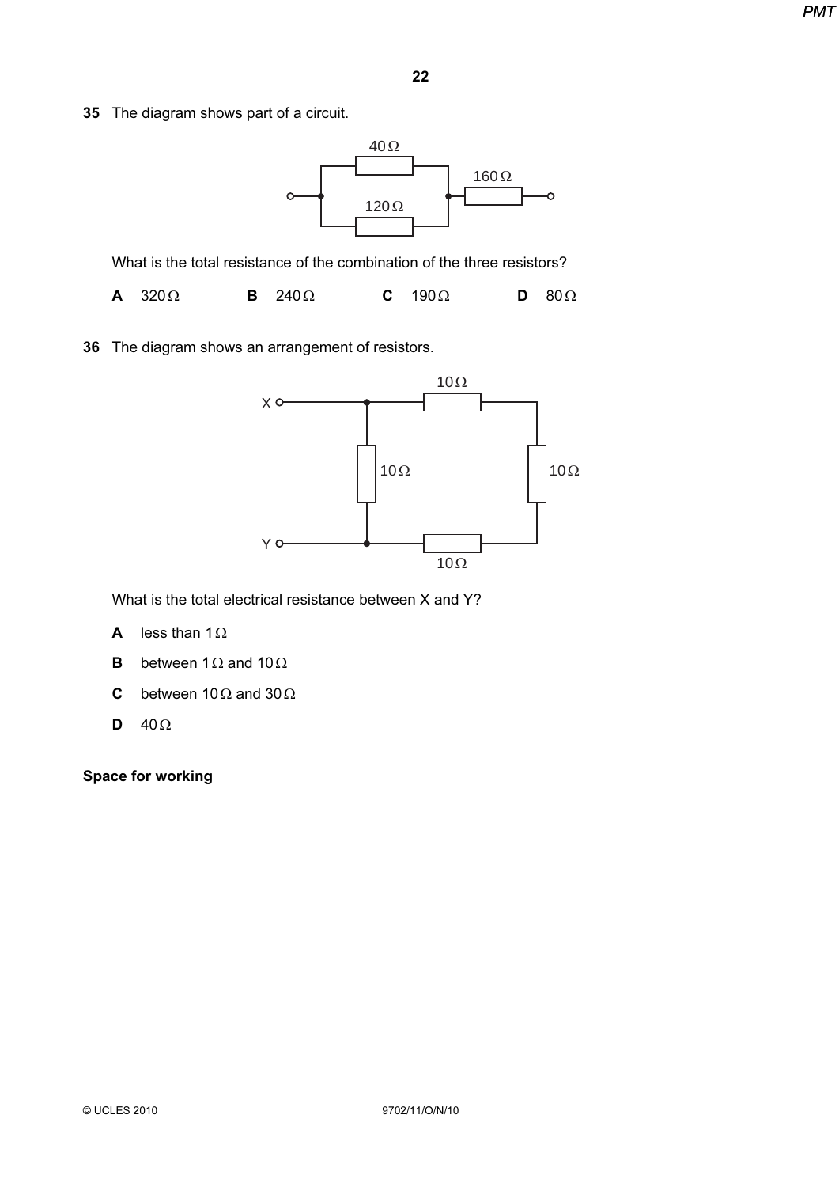**35** The diagram shows part of a circuit.

What is the total resistance of the combination of the three resistors?

**A** 320 Ω **B** 240 Ω **C** 190 Ω **D** 80 Ω

**36** The diagram shows an arrangement of resistors.

What is the total electrical resistance between X and Y?

**A** less than 1 Ω

**B** between 1 Ω and 10 Ω

**C** between 10 Ω and 30 Ω

**D** 40 Ω

**Space for working**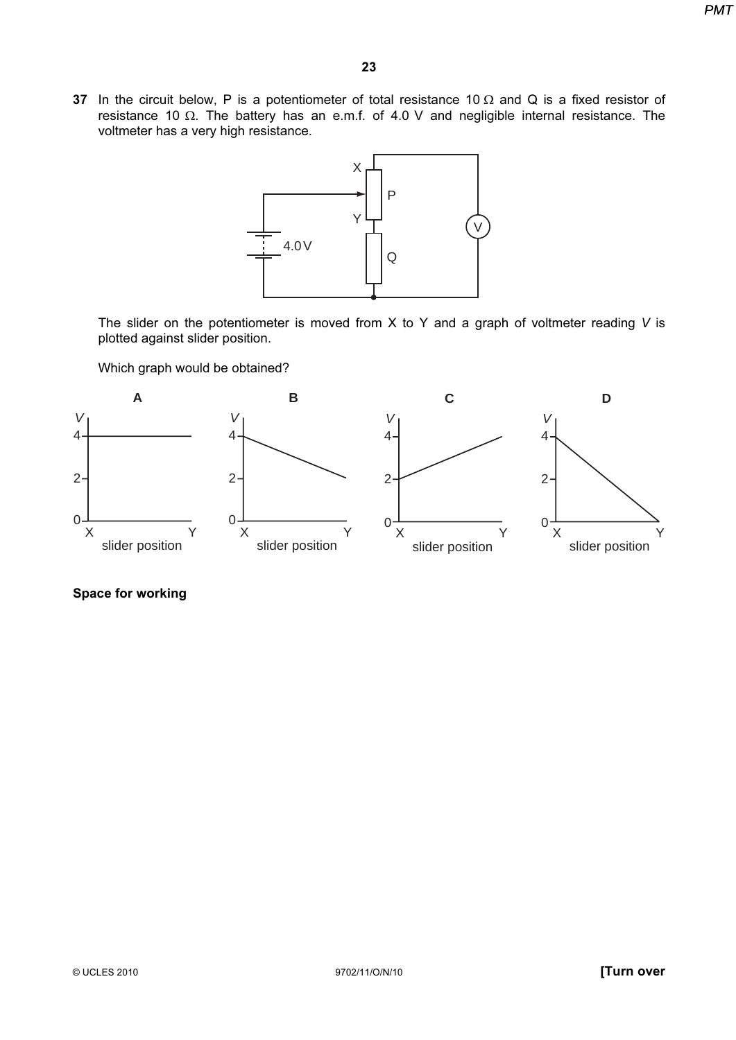**37** In the circuit below, P is a potentiometer of total resistance 10 Ω and Q is a fixed resistor of resistance 10 Ω. The battery has an e.m.f. of 4.0 V and negligible internal resistance. The voltmeter has a very high resistance.

The slider on the potentiometer is moved from X to Y and a graph of voltmeter reading *V* is plotted against slider position.

Which graph would be obtained?

**A** **B** **C** **D**

**Space for working**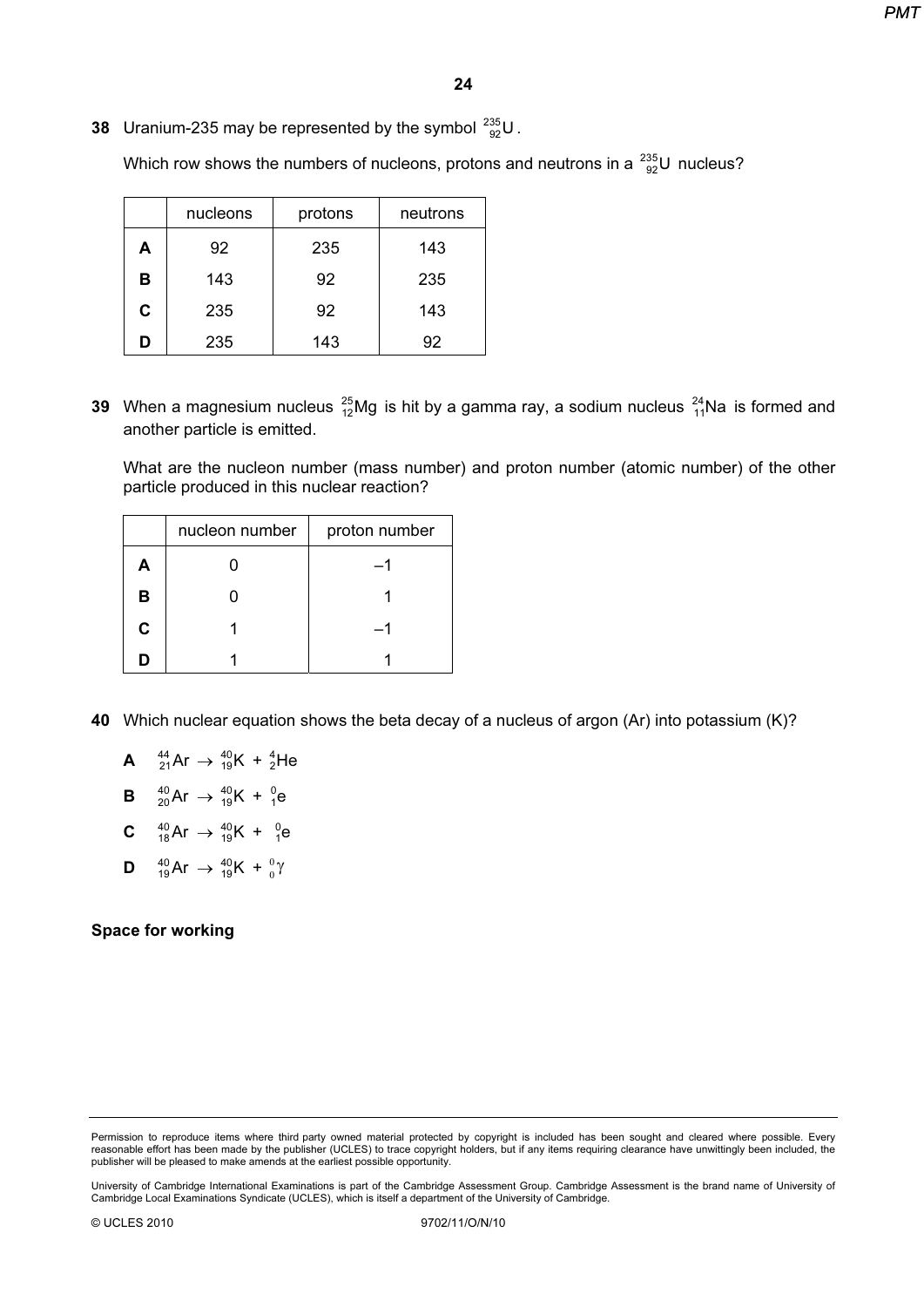**38** Uranium-235 may be represented by the symbol $^{235}_{92}\text{U}$.

Which row shows the numbers of nucleons, protons and neutrons in a $^{235}_{92}\text{U}$ nucleus?

| | nucleons | protons | neutrons |
|---|---|---|---|
| **A** | 92 | 235 | 143 |
| **B** | 143 | 92 | 235 |
| **C** | 235 | 92 | 143 |
| **D** | 235 | 143 | 92 |

**39** When a magnesium nucleus $^{25}_{12}\text{Mg}$ is hit by a gamma ray, a sodium nucleus $^{24}_{11}\text{Na}$ is formed and another particle is emitted.

What are the nucleon number (mass number) and proton number (atomic number) of the other particle produced in this nuclear reaction?

| | nucleon number | proton number |
|---|---|---|
| **A** | 0 | –1 |
| **B** | 0 | 1 |
| **C** | 1 | –1 |
| **D** | 1 | 1 |

**40** Which nuclear equation shows the beta decay of a nucleus of argon (Ar) into potassium (K)?

**A** $^{44}_{21}\text{Ar} \rightarrow {}^{40}_{19}\text{K} + {}^{4}_{2}\text{He}$

**B** $^{40}_{20}\text{Ar} \rightarrow {}^{40}_{19}\text{K} + {}^{0}_{1}\text{e}$

**C** $^{40}_{18}\text{Ar} \rightarrow {}^{40}_{19}\text{K} + {}^{0}_{-1}\text{e}$

**D** $^{40}_{19}\text{Ar} \rightarrow {}^{40}_{19}\text{K} + {}^{0}_{0}\gamma$

**Space for working**

Permission to reproduce items where third party owned material protected by copyright is included has been sought and cleared where possible. Every reasonable effort has been made by the publisher (UCLES) to trace copyright holders, but if any items requiring clearance have unwittingly been included, the publisher will be pleased to make amends at the earliest possible opportunity.

University of Cambridge International Examinations is part of the Cambridge Assessment Group. Cambridge Assessment is the brand name of University of Cambridge Local Examinations Syndicate (UCLES), which is itself a department of the University of Cambridge.

© UCLES 2010 9702/11/O/N/10